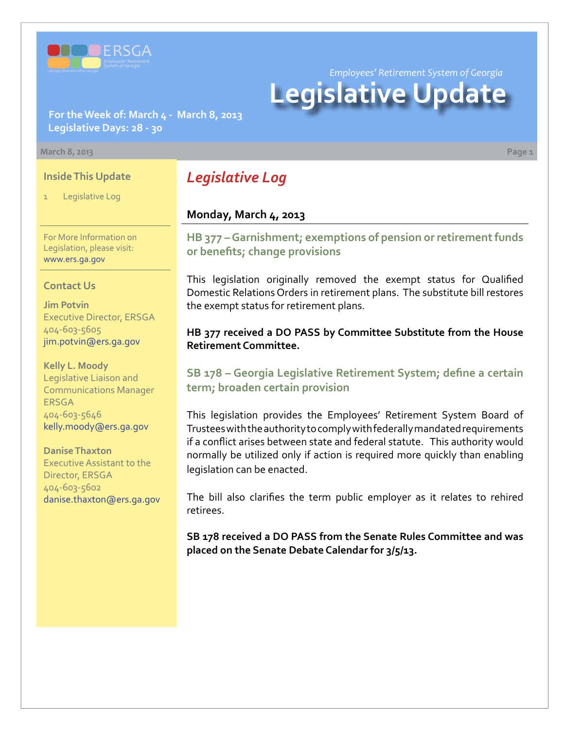ERSGA

Employees' Retirement System of Georgia

Serving those who serve Georgia

*Employees' Retirement System of Georgia*

# Legislative Update

**For the Week of: March 4 - March 8, 2013**
**Legislative Days: 28 - 30**

March 8, 2013

## Inside This Update

1 Legislative Log

For More Information on Legislation, please visit: www.ers.ga.gov

## Contact Us

**Jim Potvin**
Executive Director, ERSGA
404-603-5605
jim.potvin@ers.ga.gov

**Kelly L. Moody**
Legislative Liaison and Communications Manager ERSGA
404-603-5646
kelly.moody@ers.ga.gov

**Danise Thaxton**
Executive Assistant to the Director, ERSGA
404-603-5602
danise.thaxton@ers.ga.gov

## *Legislative Log*

### Monday, March 4, 2013

### HB 377 – Garnishment; exemptions of pension or retirement funds or benefits; change provisions

This legislation originally removed the exempt status for Qualified Domestic Relations Orders in retirement plans. The substitute bill restores the exempt status for retirement plans.

**HB 377 received a DO PASS by Committee Substitute from the House Retirement Committee.**

### SB 178 – Georgia Legislative Retirement System; define a certain term; broaden certain provision

This legislation provides the Employees' Retirement System Board of Trustees with the authority to comply with federally mandated requirements if a conflict arises between state and federal statute. This authority would normally be utilized only if action is required more quickly than enabling legislation can be enacted.

The bill also clarifies the term public employer as it relates to rehired retirees.

**SB 178 received a DO PASS from the Senate Rules Committee and was placed on the Senate Debate Calendar for 3/5/13.**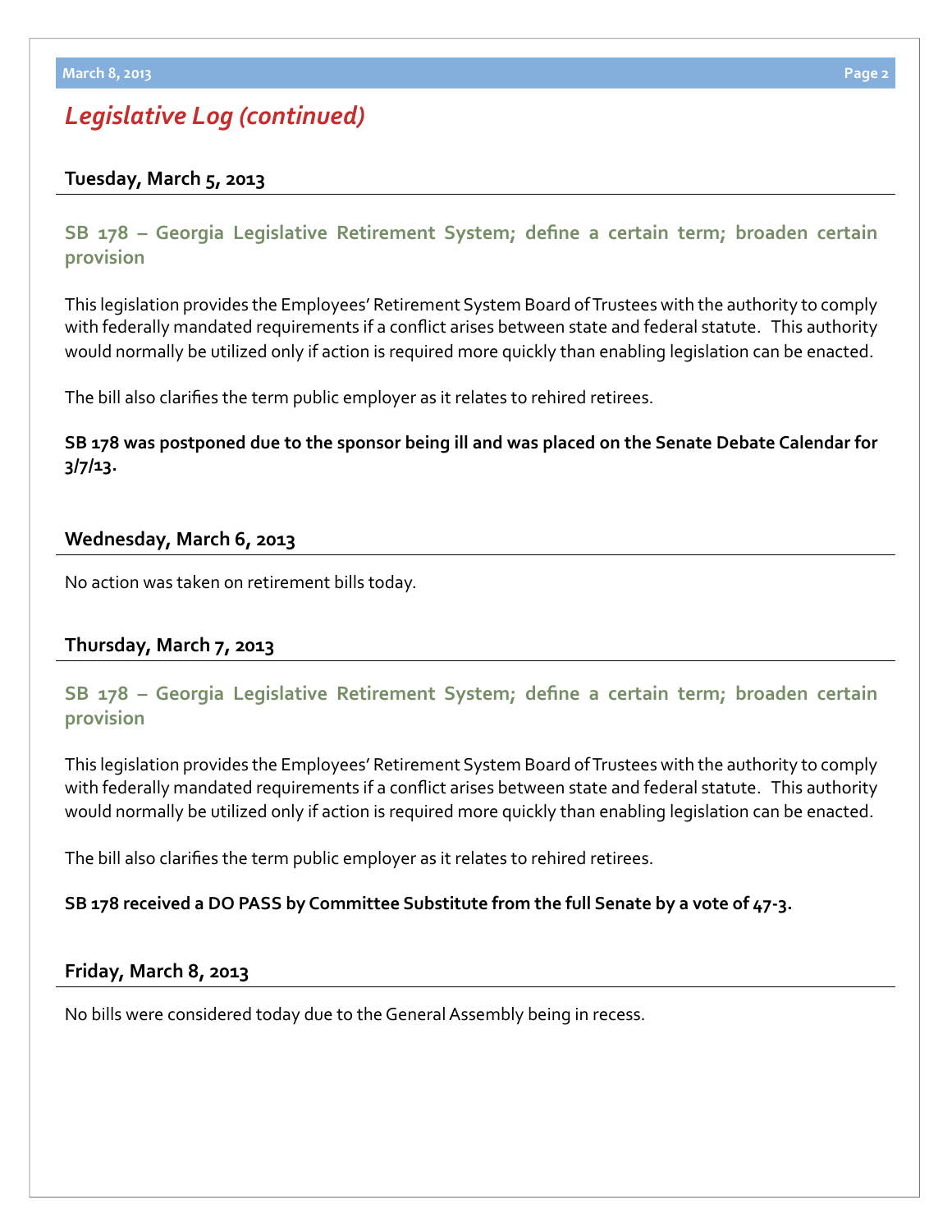# *Legislative Log (continued)*

### Tuesday, March 5, 2013

#### SB 178 – Georgia Legislative Retirement System; define a certain term; broaden certain provision

This legislation provides the Employees' Retirement System Board of Trustees with the authority to comply with federally mandated requirements if a conflict arises between state and federal statute. This authority would normally be utilized only if action is required more quickly than enabling legislation can be enacted.

The bill also clarifies the term public employer as it relates to rehired retirees.

**SB 178 was postponed due to the sponsor being ill and was placed on the Senate Debate Calendar for 3/7/13.**

### Wednesday, March 6, 2013

No action was taken on retirement bills today.

### Thursday, March 7, 2013

#### SB 178 – Georgia Legislative Retirement System; define a certain term; broaden certain provision

This legislation provides the Employees' Retirement System Board of Trustees with the authority to comply with federally mandated requirements if a conflict arises between state and federal statute. This authority would normally be utilized only if action is required more quickly than enabling legislation can be enacted.

The bill also clarifies the term public employer as it relates to rehired retirees.

**SB 178 received a DO PASS by Committee Substitute from the full Senate by a vote of 47-3.**

### Friday, March 8, 2013

No bills were considered today due to the General Assembly being in recess.